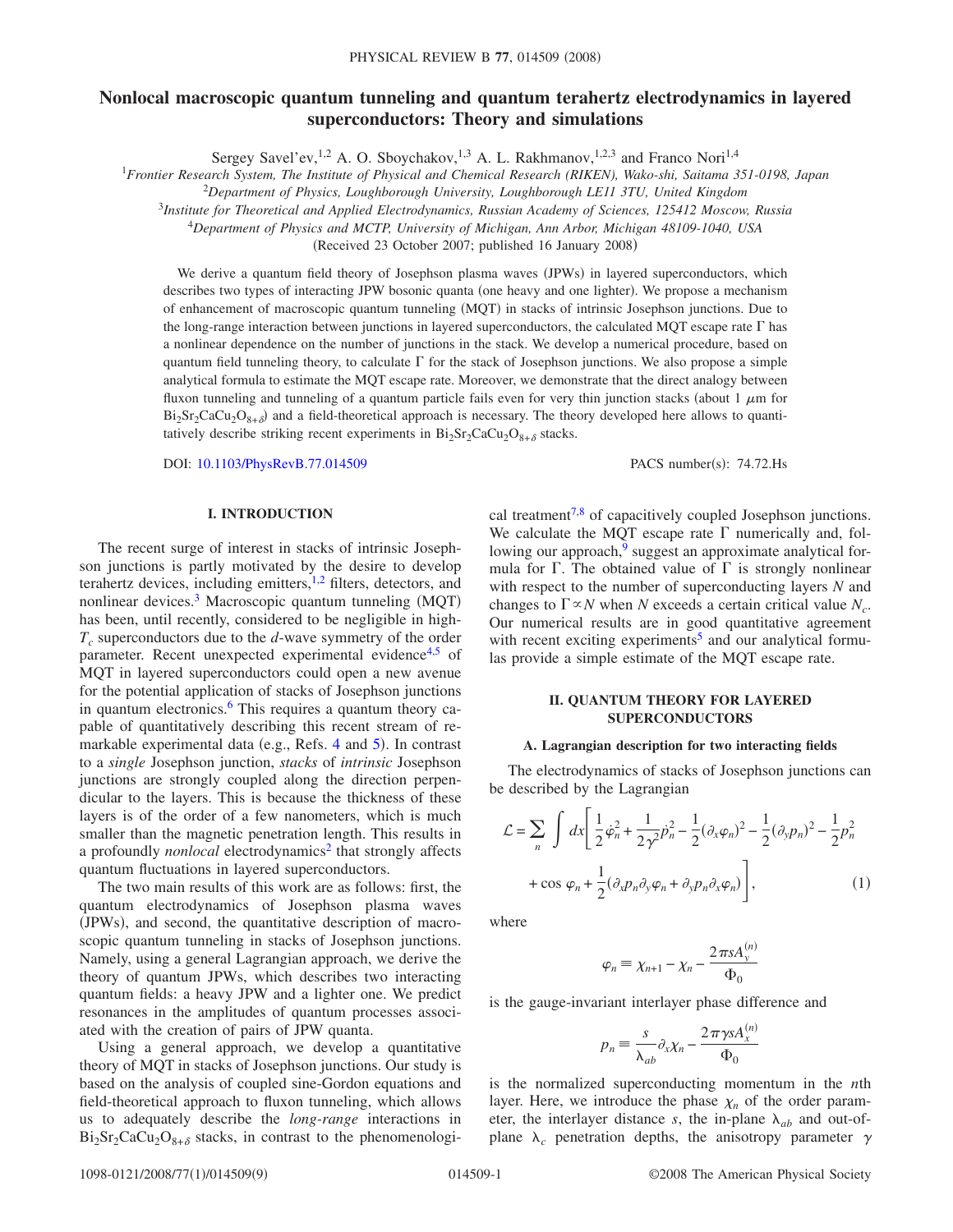# Nonlocal macroscopic quantum tunneling and quantum terahertz electrodynamics in layered superconductors: Theory and simulations

Sergey Savel'ev,[1,2] A. O. Sboychakov,[1,3] A. L. Rakhmanov,[1,2,3] and Franco Nori[1,4]

[1]*Frontier Research System, The Institute of Physical and Chemical Research (RIKEN), Wako-shi, Saitama 351-0198, Japan*
[2]*Department of Physics, Loughborough University, Loughborough LE11 3TU, United Kingdom*
[3]*Institute for Theoretical and Applied Electrodynamics, Russian Academy of Sciences, 125412 Moscow, Russia*
[4]*Department of Physics and MCTP, University of Michigan, Ann Arbor, Michigan 48109-1040, USA*

(Received 23 October 2007; published 16 January 2008)

We derive a quantum field theory of Josephson plasma waves (JPWs) in layered superconductors, which describes two types of interacting JPW bosonic quanta (one heavy and one lighter). We propose a mechanism of enhancement of macroscopic quantum tunneling (MQT) in stacks of intrinsic Josephson junctions. Due to the long-range interaction between junctions in layered superconductors, the calculated MQT escape rate $\Gamma$ has a nonlinear dependence on the number of junctions in the stack. We develop a numerical procedure, based on quantum field tunneling theory, to calculate $\Gamma$ for the stack of Josephson junctions. We also propose a simple analytical formula to estimate the MQT escape rate. Moreover, we demonstrate that the direct analogy between fluxon tunneling and tunneling of a quantum particle fails even for very thin junction stacks (about 1 $\mu$m for $Bi_2Sr_2CaCu_2O_{8+\delta}$) and a field-theoretical approach is necessary. The theory developed here allows to quantitatively describe striking recent experiments in $Bi_2Sr_2CaCu_2O_{8+\delta}$ stacks.

DOI: 10.1103/PhysRevB.77.014509 PACS number(s): 74.72.Hs

## I. INTRODUCTION

The recent surge of interest in stacks of intrinsic Josephson junctions is partly motivated by the desire to develop terahertz devices, including emitters,[1,2] filters, detectors, and nonlinear devices.[3] Macroscopic quantum tunneling (MQT) has been, until recently, considered to be negligible in high-$T_c$ superconductors due to the $d$-wave symmetry of the order parameter. Recent unexpected experimental evidence[4,5] of MQT in layered superconductors could open a new avenue for the potential application of stacks of Josephson junctions in quantum electronics.[6] This requires a quantum theory capable of quantitatively describing this recent stream of remarkable experimental data (e.g., Refs. 4 and 5). In contrast to a *single* Josephson junction, *stacks* of *intrinsic* Josephson junctions are strongly coupled along the direction perpendicular to the layers. This is because the thickness of these layers is of the order of a few nanometers, which is much smaller than the magnetic penetration length. This results in a profoundly *nonlocal* electrodynamics[2] that strongly affects quantum fluctuations in layered superconductors.

The two main results of this work are as follows: first, the quantum electrodynamics of Josephson plasma waves (JPWs), and second, the quantitative description of macroscopic quantum tunneling in stacks of Josephson junctions. Namely, using a general Lagrangian approach, we derive the theory of quantum JPWs, which describes two interacting quantum fields: a heavy JPW and a lighter one. We predict resonances in the amplitudes of quantum processes associated with the creation of pairs of JPW quanta.

Using a general approach, we develop a quantitative theory of MQT in stacks of Josephson junctions. Our study is based on the analysis of coupled sine-Gordon equations and field-theoretical approach to fluxon tunneling, which allows us to adequately describe the *long-range* interactions in $Bi_2Sr_2CaCu_2O_{8+\delta}$ stacks, in contrast to the phenomenological treatment[7,8] of capacitively coupled Josephson junctions. We calculate the MQT escape rate $\Gamma$ numerically and, following our approach,[9] suggest an approximate analytical formula for $\Gamma$. The obtained value of $\Gamma$ is strongly nonlinear with respect to the number of superconducting layers $N$ and changes to $\Gamma \propto N$ when $N$ exceeds a certain critical value $N_c$. Our numerical results are in good quantitative agreement with recent exciting experiments[5] and our analytical formulas provide a simple estimate of the MQT escape rate.

## II. QUANTUM THEORY FOR LAYERED SUPERCONDUCTORS

### A. Lagrangian description for two interacting fields

The electrodynamics of stacks of Josephson junctions can be described by the Lagrangian

$$\mathcal{L} = \sum_n \int dx \left[ \frac{1}{2}\dot{\varphi}_n^2 + \frac{1}{2\gamma^2}\dot{p}_n^2 - \frac{1}{2}(\partial_x \varphi_n)^2 - \frac{1}{2}(\partial_y p_n)^2 - \frac{1}{2}p_n^2 + \cos\varphi_n + \frac{1}{2}(\partial_x p_n \partial_y \varphi_n + \partial_y p_n \partial_x \varphi_n) \right], \tag{1}$$

where

$$\varphi_n \equiv \chi_{n+1} - \chi_n - \frac{2\pi s A_y^{(n)}}{\Phi_0}$$

is the gauge-invariant interlayer phase difference and

$$p_n \equiv \frac{s}{\lambda_{ab}}\partial_x \chi_n - \frac{2\pi \gamma s A_x^{(n)}}{\Phi_0}$$

is the normalized superconducting momentum in the $n$th layer. Here, we introduce the phase $\chi_n$ of the order parameter, the interlayer distance $s$, the in-plane $\lambda_{ab}$ and out-of-plane $\lambda_c$ penetration depths, the anisotropy parameter $\gamma$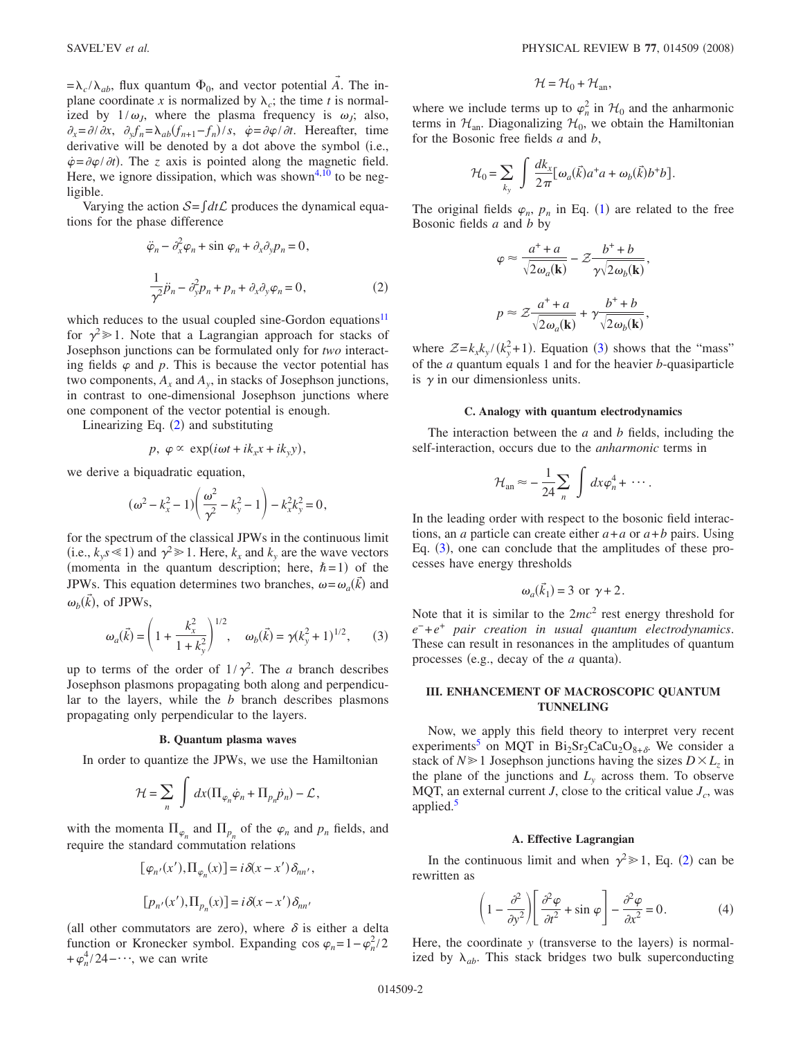$=\lambda_c/\lambda_{ab}$, flux quantum $\Phi_0$, and vector potential $\vec{A}$. The in-plane coordinate $x$ is normalized by $\lambda_c$; the time $t$ is normalized by $1/\omega_J$, where the plasma frequency is $\omega_J$; also, $\partial_x=\partial/\partial x$, $\partial_y f_n=\lambda_{ab}(f_{n+1}-f_n)/s$, $\dot{\varphi}=\partial\varphi/\partial t$. Hereafter, time derivative will be denoted by a dot above the symbol (i.e., $\dot{\varphi}=\partial\varphi/\partial t$). The $z$ axis is pointed along the magnetic field. Here, we ignore dissipation, which was shown[4,10] to be negligible.

Varying the action $\mathcal{S}=\int dt\mathcal{L}$ produces the dynamical equations for the phase difference

$$\ddot{\varphi}_n-\partial_x^2\varphi_n+\sin\varphi_n+\partial_x\partial_y p_n=0,$$

$$\frac{1}{\gamma^2}\ddot{p}_n-\partial_y^2 p_n+p_n+\partial_x\partial_y\varphi_n=0, \tag{2}$$

which reduces to the usual coupled sine-Gordon equations[11] for $\gamma^2\gg 1$. Note that a Lagrangian approach for stacks of Josephson junctions can be formulated only for *two* interacting fields $\varphi$ and $p$. This is because the vector potential has two components, $A_x$ and $A_y$, in stacks of Josephson junctions, in contrast to one-dimensional Josephson junctions where one component of the vector potential is enough.

Linearizing Eq. (2) and substituting

$$p,\ \varphi\propto\exp(i\omega t+ik_x x+ik_y y),$$

we derive a biquadratic equation,

$$(\omega^2-k_x^2-1)\left(\frac{\omega^2}{\gamma^2}-k_y^2-1\right)-k_x^2k_y^2=0,$$

for the spectrum of the classical JPWs in the continuous limit (i.e., $k_y s\ll 1$) and $\gamma^2\gg 1$. Here, $k_x$ and $k_y$ are the wave vectors (momenta in the quantum description; here, $\hbar=1$) of the JPWs. This equation determines two branches, $\omega=\omega_a(\vec{k})$ and $\omega_b(\vec{k})$, of JPWs,

$$\omega_a(\vec{k})=\left(1+\frac{k_x^2}{1+k_y^2}\right)^{1/2},\quad \omega_b(\vec{k})=\gamma(k_y^2+1)^{1/2}, \tag{3}$$

up to terms of the order of $1/\gamma^2$. The $a$ branch describes Josephson plasmons propagating both along and perpendicular to the layers, while the $b$ branch describes plasmons propagating only perpendicular to the layers.

### B. Quantum plasma waves

In order to quantize the JPWs, we use the Hamiltonian

$$\mathcal{H}=\sum_n\int dx(\Pi_{\varphi_n}\dot{\varphi}_n+\Pi_{p_n}\dot{p}_n)-\mathcal{L},$$

with the momenta $\Pi_{\varphi_n}$ and $\Pi_{p_n}$ of the $\varphi_n$ and $p_n$ fields, and require the standard commutation relations

$$[\varphi_{n'}(x'),\Pi_{\varphi_n}(x)]=i\delta(x-x')\delta_{nn'},$$

$$[p_{n'}(x'),\Pi_{p_n}(x)]=i\delta(x-x')\delta_{nn'}$$

(all other commutators are zero), where $\delta$ is either a delta function or Kronecker symbol. Expanding $\cos\varphi_n=1-\varphi_n^2/2+\varphi_n^4/24-\cdots$, we can write

$$\mathcal{H}=\mathcal{H}_0+\mathcal{H}_{\text{an}},$$

where we include terms up to $\varphi_n^2$ in $\mathcal{H}_0$ and the anharmonic terms in $\mathcal{H}_{\text{an}}$. Diagonalizing $\mathcal{H}_0$, we obtain the Hamiltonian for the Bosonic free fields $a$ and $b$,

$$\mathcal{H}_0=\sum_{k_y}\int\frac{dk_x}{2\pi}[\omega_a(\vec{k})a^+a+\omega_b(\vec{k})b^+b].$$

The original fields $\varphi_n$, $p_n$ in Eq. (1) are related to the free Bosonic fields $a$ and $b$ by

$$\varphi\approx\frac{a^++a}{\sqrt{2\omega_a(\mathbf{k})}}-\mathcal{Z}\frac{b^++b}{\gamma\sqrt{2\omega_b(\mathbf{k})}},$$

$$p\approx\mathcal{Z}\frac{a^++a}{\sqrt{2\omega_a(\mathbf{k})}}+\gamma\frac{b^++b}{\sqrt{2\omega_b(\mathbf{k})}},$$

where $\mathcal{Z}=k_xk_y/(k_y^2+1)$. Equation (3) shows that the "mass" of the $a$ quantum equals 1 and for the heavier $b$-quasiparticle is $\gamma$ in our dimensionless units.

### C. Analogy with quantum electrodynamics

The interaction between the $a$ and $b$ fields, including the self-interaction, occurs due to the *anharmonic* terms in

$$\mathcal{H}_{\text{an}}\approx-\frac{1}{24}\sum_n\int dx\varphi_n^4+\cdots.$$

In the leading order with respect to the bosonic field interactions, an $a$ particle can create either $a+a$ or $a+b$ pairs. Using Eq. (3), one can conclude that the amplitudes of these processes have energy thresholds

$$\omega_a(\vec{k}_1)=3\ \text{or}\ \gamma+2.$$

Note that it is similar to the $2mc^2$ rest energy threshold for *$e^-+e^+$ pair creation in usual quantum electrodynamics*. These can result in resonances in the amplitudes of quantum processes (e.g., decay of the $a$ quanta).

## III. ENHANCEMENT OF MACROSCOPIC QUANTUM TUNNELING

Now, we apply this field theory to interpret very recent experiments[5] on MQT in $Bi_2Sr_2CaCu_2O_{8+\delta}$. We consider a stack of $N\gg 1$ Josephson junctions having the sizes $D\times L_z$ in the plane of the junctions and $L_y$ across them. To observe MQT, an external current $J$, close to the critical value $J_c$, was applied.[5]

### A. Effective Lagrangian

In the continuous limit and when $\gamma^2\gg 1$, Eq. (2) can be rewritten as

$$\left(1-\frac{\partial^2}{\partial y^2}\right)\left[\frac{\partial^2\varphi}{\partial t^2}+\sin\varphi\right]-\frac{\partial^2\varphi}{\partial x^2}=0. \tag{4}$$

Here, the coordinate $y$ (transverse to the layers) is normalized by $\lambda_{ab}$. This stack bridges two bulk superconducting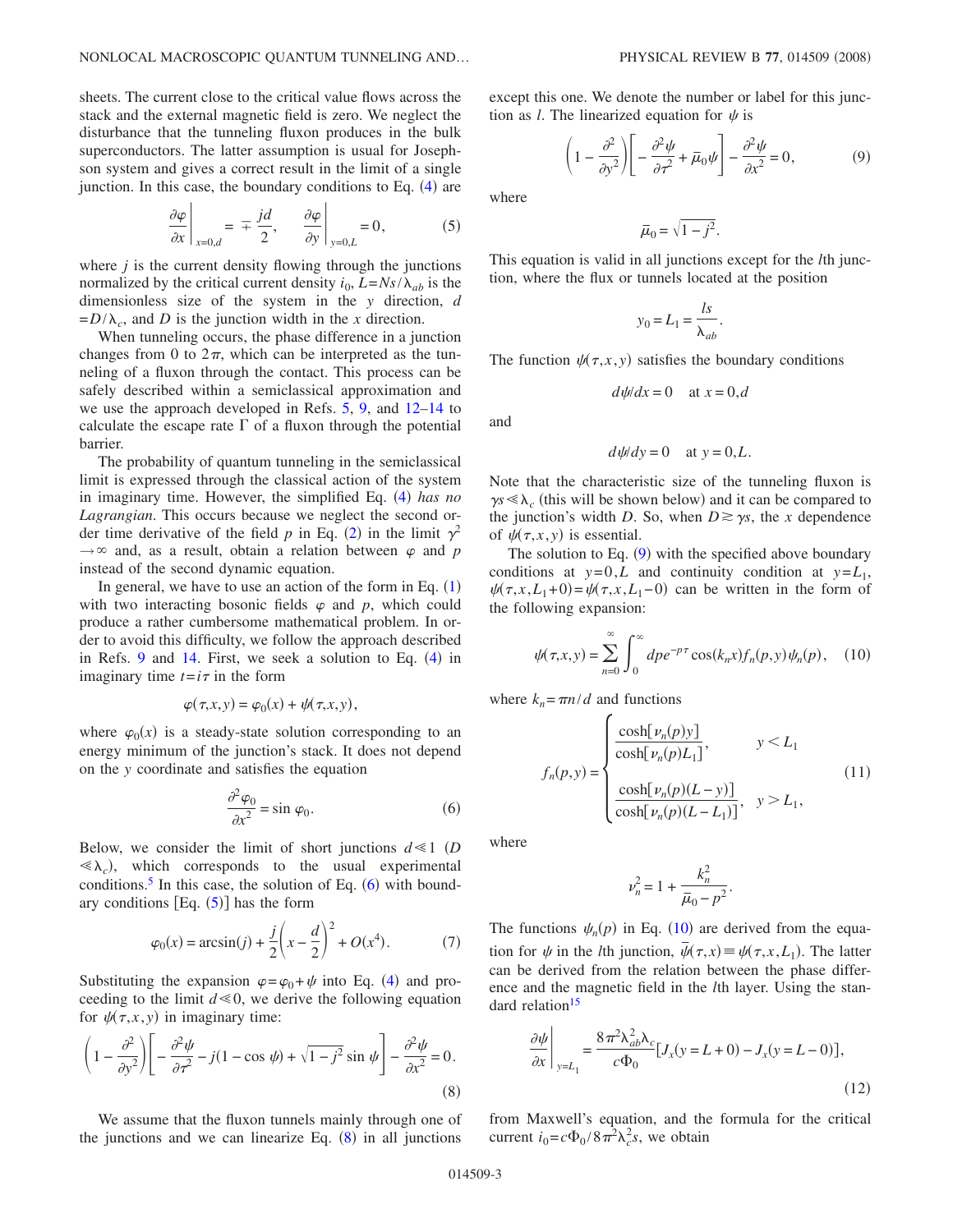sheets. The current close to the critical value flows across the stack and the external magnetic field is zero. We neglect the disturbance that the tunneling fluxon produces in the bulk superconductors. The latter assumption is usual for Josephson system and gives a correct result in the limit of a single junction. In this case, the boundary conditions to Eq. (4) are

$$\left.\frac{\partial \varphi}{\partial x}\right|_{x=0,d} = \mp \frac{jd}{2}, \qquad \left.\frac{\partial \varphi}{\partial y}\right|_{y=0,L} = 0, \tag{5}$$

where $j$ is the current density flowing through the junctions normalized by the critical current density $i_0$, $L = Ns/\lambda_{ab}$ is the dimensionless size of the system in the $y$ direction, $d = D/\lambda_c$, and $D$ is the junction width in the $x$ direction.

When tunneling occurs, the phase difference in a junction changes from 0 to $2\pi$, which can be interpreted as the tunneling of a fluxon through the contact. This process can be safely described within a semiclassical approximation and we use the approach developed in Refs. 5, 9, and 12–14 to calculate the escape rate $\Gamma$ of a fluxon through the potential barrier.

The probability of quantum tunneling in the semiclassical limit is expressed through the classical action of the system in imaginary time. However, the simplified Eq. (4) *has no Lagrangian*. This occurs because we neglect the second order time derivative of the field $p$ in Eq. (2) in the limit $\gamma^2 \to \infty$ and, as a result, obtain a relation between $\varphi$ and $p$ instead of the second dynamic equation.

In general, we have to use an action of the form in Eq. (1) with two interacting bosonic fields $\varphi$ and $p$, which could produce a rather cumbersome mathematical problem. In order to avoid this difficulty, we follow the approach described in Refs. 9 and 14. First, we seek a solution to Eq. (4) in imaginary time $t = i\tau$ in the form

$$\varphi(\tau, x, y) = \varphi_0(x) + \psi(\tau, x, y),$$

where $\varphi_0(x)$ is a steady-state solution corresponding to an energy minimum of the junction's stack. It does not depend on the $y$ coordinate and satisfies the equation

$$\frac{\partial^2 \varphi_0}{\partial x^2} = \sin \varphi_0. \tag{6}$$

Below, we consider the limit of short junctions $d \ll 1$ ($D \ll \lambda_c$), which corresponds to the usual experimental conditions.[5] In this case, the solution of Eq. (6) with boundary conditions [Eq. (5)] has the form

$$\varphi_0(x) = \arcsin(j) + \frac{j}{2}\left(x - \frac{d}{2}\right)^2 + O(x^4). \tag{7}$$

Substituting the expansion $\varphi = \varphi_0 + \psi$ into Eq. (4) and proceeding to the limit $d \ll 0$, we derive the following equation for $\psi(\tau, x, y)$ in imaginary time:

$$\left(1 - \frac{\partial^2}{\partial y^2}\right)\left[-\frac{\partial^2 \psi}{\partial \tau^2} - j(1 - \cos \psi) + \sqrt{1 - j^2}\sin \psi\right] - \frac{\partial^2 \psi}{\partial x^2} = 0. \tag{8}$$

We assume that the fluxon tunnels mainly through one of the junctions and we can linearize Eq. (8) in all junctions except this one. We denote the number or label for this junction as $l$. The linearized equation for $\psi$ is

$$\left(1 - \frac{\partial^2}{\partial y^2}\right)\left[-\frac{\partial^2 \psi}{\partial \tau^2} + \bar{\mu}_0 \psi\right] - \frac{\partial^2 \psi}{\partial x^2} = 0, \tag{9}$$

where

$$\bar{\mu}_0 = \sqrt{1 - j^2}.$$

This equation is valid in all junctions except for the $l$th junction, where the flux or tunnels located at the position

$$y_0 = L_1 = \frac{ls}{\lambda_{ab}}.$$

The function $\psi(\tau, x, y)$ satisfies the boundary conditions

$$d\psi/dx = 0 \quad \text{at } x = 0, d$$

and

$$d\psi/dy = 0 \quad \text{at } y = 0, L.$$

Note that the characteristic size of the tunneling fluxon is $\gamma s \ll \lambda_c$ (this will be shown below) and it can be compared to the junction's width $D$. So, when $D \gtrsim \gamma s$, the $x$ dependence of $\psi(\tau, x, y)$ is essential.

The solution to Eq. (9) with the specified above boundary conditions at $y = 0, L$ and continuity condition at $y = L_1$, $\psi(\tau, x, L_1 + 0) = \psi(\tau, x, L_1 - 0)$ can be written in the form of the following expansion:

$$\psi(\tau, x, y) = \sum_{n=0}^{\infty} \int_0^{\infty} dp\, e^{-p\tau} \cos(k_n x) f_n(p, y) \psi_n(p), \tag{10}$$

where $k_n = \pi n/d$ and functions

$$f_n(p, y) = \begin{cases} \dfrac{\cosh[\nu_n(p) y]}{\cosh[\nu_n(p) L_1]}, & y < L_1 \\[2ex] \dfrac{\cosh[\nu_n(p)(L - y)]}{\cosh[\nu_n(p)(L - L_1)]}, & y > L_1, \end{cases} \tag{11}$$

where

$$\nu_n^2 = 1 + \frac{k_n^2}{\bar{\mu}_0 - p^2}.$$

The functions $\psi_n(p)$ in Eq. (10) are derived from the equation for $\psi$ in the $l$th junction, $\bar{\psi}(\tau, x) \equiv \psi(\tau, x, L_1)$. The latter can be derived from the relation between the phase difference and the magnetic field in the $l$th layer. Using the standard relation[15]

$$\left.\frac{\partial \psi}{\partial x}\right|_{y=L_1} = \frac{8\pi^2 \lambda_{ab}^2 \lambda_c}{c\Phi_0}[J_x(y = L + 0) - J_x(y = L - 0)], \tag{12}$$

from Maxwell's equation, and the formula for the critical current $i_0 = c\Phi_0/8\pi^2\lambda_c^2 s$, we obtain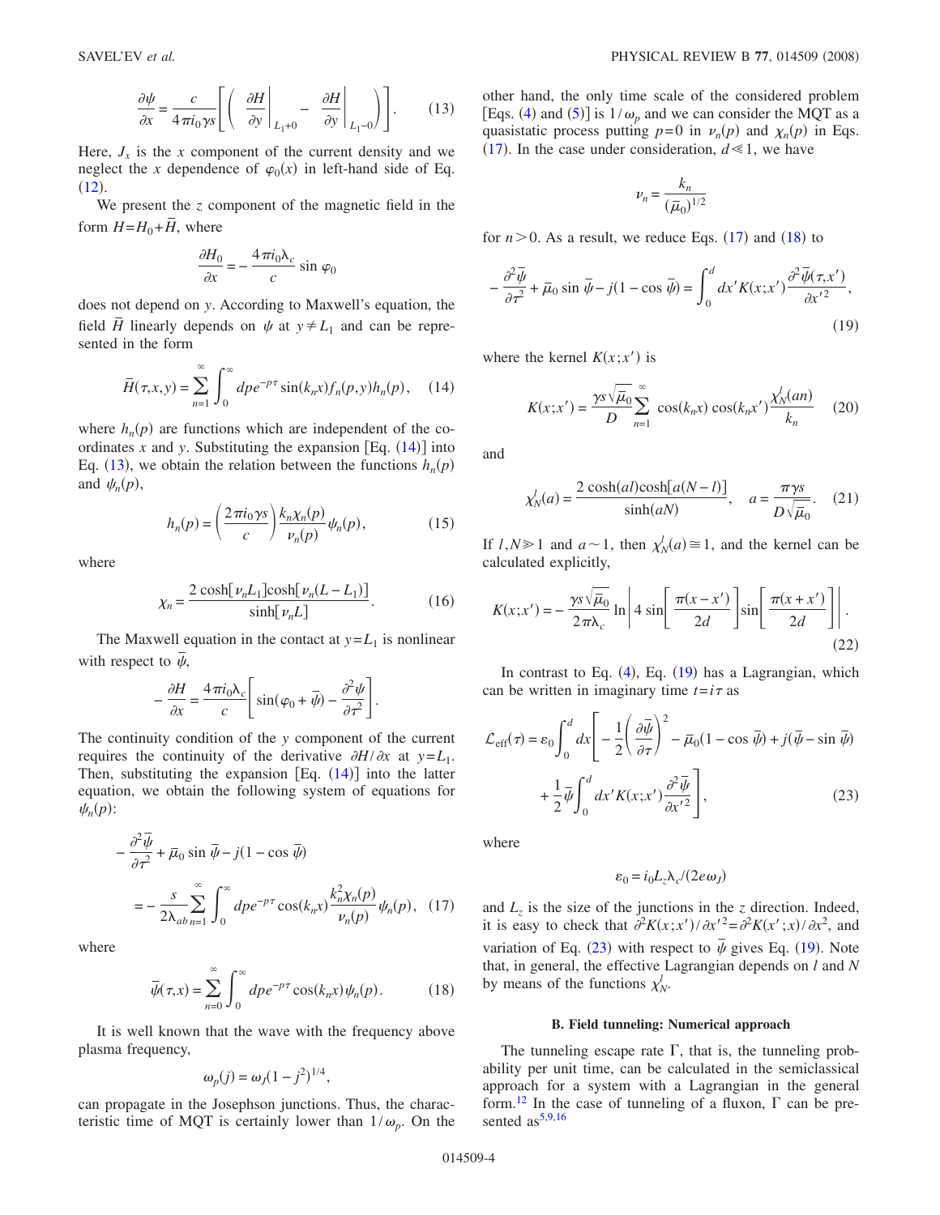$$\frac{\partial \psi}{\partial x} = \frac{c}{4\pi i_0 \gamma s}\left[\left(\left.\frac{\partial H}{\partial y}\right|_{L_1+0} - \left.\frac{\partial H}{\partial y}\right|_{L_1-0}\right)\right]. \quad (13)$$

Here, $J_x$ is the $x$ component of the current density and we neglect the $x$ dependence of $\varphi_0(x)$ in left-hand side of Eq. (12).

We present the $z$ component of the magnetic field in the form $H = H_0 + \bar{H}$, where

$$\frac{\partial H_0}{\partial x} = -\frac{4\pi i_0 \lambda_c}{c}\sin\varphi_0$$

does not depend on $y$. According to Maxwell's equation, the field $\bar{H}$ linearly depends on $\psi$ at $y \neq L_1$ and can be represented in the form

$$\bar{H}(\tau,x,y) = \sum_{n=1}^{\infty}\int_0^{\infty} dp\, e^{-p\tau}\sin(k_n x) f_n(p,y) h_n(p), \quad (14)$$

where $h_n(p)$ are functions which are independent of the coordinates $x$ and $y$. Substituting the expansion [Eq. (14)] into Eq. (13), we obtain the relation between the functions $h_n(p)$ and $\psi_n(p)$,

$$h_n(p) = \left(\frac{2\pi i_0 \gamma s}{c}\right)\frac{k_n \chi_n(p)}{\nu_n(p)}\psi_n(p), \quad (15)$$

where

$$\chi_n = \frac{2\cosh[\nu_n L_1]\cosh[\nu_n(L-L_1)]}{\sinh[\nu_n L]}. \quad (16)$$

The Maxwell equation in the contact at $y = L_1$ is nonlinear with respect to $\bar{\psi}$,

$$-\frac{\partial H}{\partial x} = \frac{4\pi i_0 \lambda_c}{c}\left[\sin(\varphi_0 + \bar{\psi}) - \frac{\partial^2 \psi}{\partial \tau^2}\right].$$

The continuity condition of the $y$ component of the current requires the continuity of the derivative $\partial H/\partial x$ at $y = L_1$. Then, substituting the expansion [Eq. (14)] into the latter equation, we obtain the following system of equations for $\psi_n(p)$:

$$-\frac{\partial^2 \bar{\psi}}{\partial \tau^2} + \bar{\mu}_0 \sin\bar{\psi} - j(1-\cos\bar{\psi})$$
$$= -\frac{s}{2\lambda_{ab}}\sum_{n=1}^{\infty}\int_0^{\infty} dp\, e^{-p\tau}\cos(k_n x)\frac{k_n^2 \chi_n(p)}{\nu_n(p)}\psi_n(p), \quad (17)$$

where

$$\bar{\psi}(\tau,x) = \sum_{n=0}^{\infty}\int_0^{\infty} dp\, e^{-p\tau}\cos(k_n x)\psi_n(p). \quad (18)$$

It is well known that the wave with the frequency above plasma frequency,

$$\omega_p(j) = \omega_J(1-j^2)^{1/4},$$

can propagate in the Josephson junctions. Thus, the characteristic time of MQT is certainly lower than $1/\omega_p$. On the other hand, the only time scale of the considered problem [Eqs. (4) and (5)] is $1/\omega_p$ and we can consider the MQT as a quasistatic process putting $p = 0$ in $\nu_n(p)$ and $\chi_n(p)$ in Eqs. (17). In the case under consideration, $d \ll 1$, we have

$$\nu_n = \frac{k_n}{(\bar{\mu}_0)^{1/2}}$$

for $n > 0$. As a result, we reduce Eqs. (17) and (18) to

$$-\frac{\partial^2 \bar{\psi}}{\partial \tau^2} + \bar{\mu}_0 \sin\bar{\psi} - j(1-\cos\bar{\psi}) = \int_0^d dx' K(x;x')\frac{\partial^2 \bar{\psi}(\tau,x')}{\partial x'^2}, \quad (19)$$

where the kernel $K(x;x')$ is

$$K(x;x') = \frac{\gamma s\sqrt{\bar{\mu}_0}}{D}\sum_{n=1}^{\infty}\cos(k_n x)\cos(k_n x')\frac{\chi_N^l(an)}{k_n} \quad (20)$$

and

$$\chi_N^l(a) = \frac{2\cosh(al)\cosh[a(N-l)]}{\sinh(aN)}, \quad a = \frac{\pi\gamma s}{D\sqrt{\bar{\mu}_0}}. \quad (21)$$

If $l, N \gg 1$ and $a \sim 1$, then $\chi_N^l(a) \cong 1$, and the kernel can be calculated explicitly,

$$K(x;x') = -\frac{\gamma s\sqrt{\bar{\mu}_0}}{2\pi\lambda_c}\ln\left|4\sin\left[\frac{\pi(x-x')}{2d}\right]\sin\left[\frac{\pi(x+x')}{2d}\right]\right|. \quad (22)$$

In contrast to Eq. (4), Eq. (19) has a Lagrangian, which can be written in imaginary time $t = i\tau$ as

$$\mathcal{L}_{\text{eff}}(\tau) = \varepsilon_0\int_0^d dx\left[-\frac{1}{2}\left(\frac{\partial\bar{\psi}}{\partial\tau}\right)^2 - \bar{\mu}_0(1-\cos\bar{\psi}) + j(\bar{\psi}-\sin\bar{\psi}) + \frac{1}{2}\bar{\psi}\int_0^d dx' K(x;x')\frac{\partial^2\bar{\psi}}{\partial x'^2}\right], \quad (23)$$

where

$$\varepsilon_0 = i_0 L_z \lambda_c/(2e\omega_J)$$

and $L_z$ is the size of the junctions in the $z$ direction. Indeed, it is easy to check that $\partial^2 K(x;x')/\partial x'^2 = \partial^2 K(x';x)/\partial x^2$, and variation of Eq. (23) with respect to $\bar{\psi}$ gives Eq. (19). Note that, in general, the effective Lagrangian depends on $l$ and $N$ by means of the functions $\chi_N^l$.

### B. Field tunneling: Numerical approach

The tunneling escape rate $\Gamma$, that is, the tunneling probability per unit time, can be calculated in the semiclassical approach for a system with a Lagrangian in the general form.[12] In the case of tunneling of a fluxon, $\Gamma$ can be presented as[5,9,16]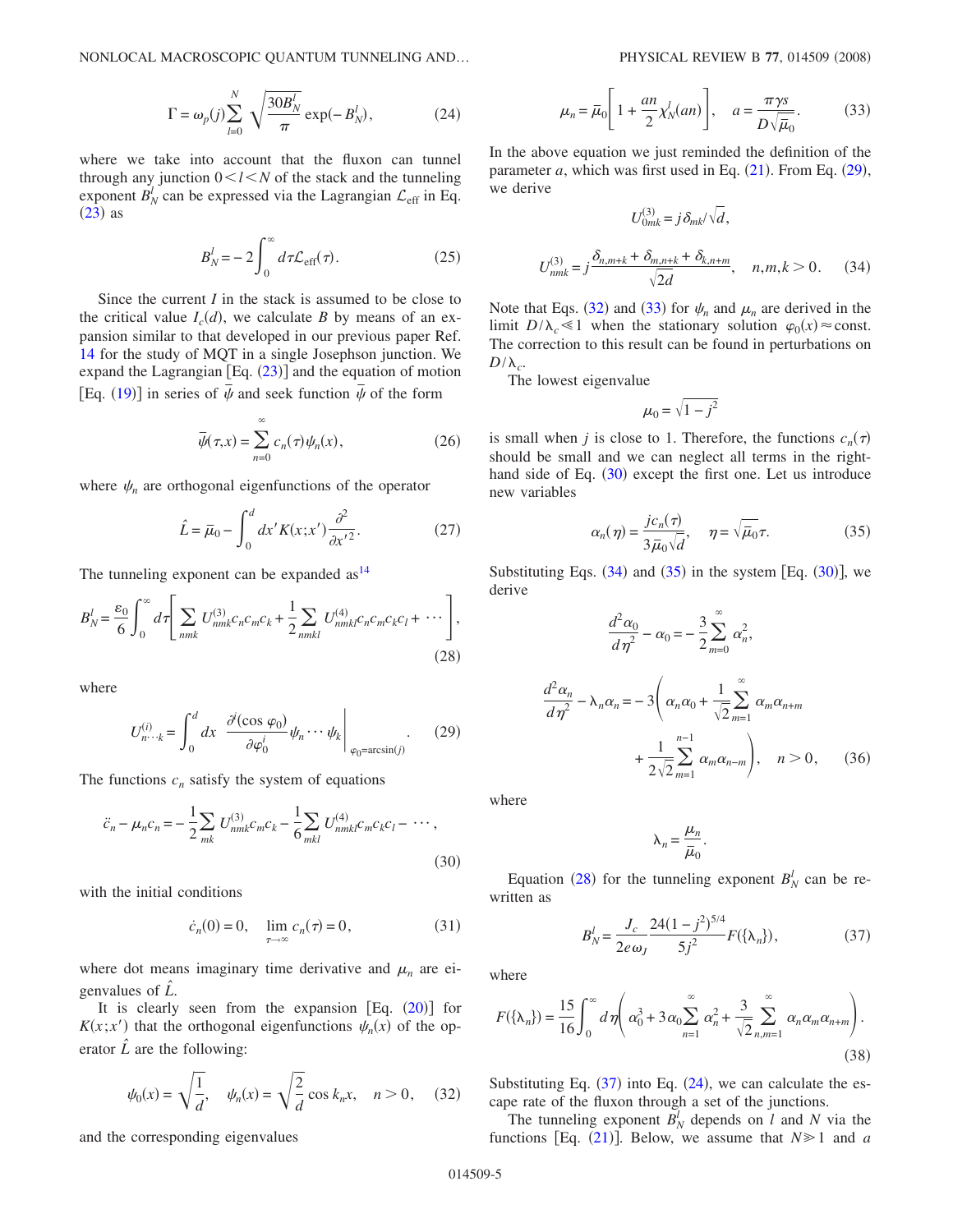$$\Gamma = \omega_p(j)\sum_{l=0}^{N}\sqrt{\frac{30B_N^l}{\pi}}\exp(-B_N^l), \tag{24}$$

where we take into account that the fluxon can tunnel through any junction $0<l<N$ of the stack and the tunneling exponent $B_N^l$ can be expressed via the Lagrangian $\mathcal{L}_{\mathrm{eff}}$ in Eq. (23) as

$$B_N^l = -2\int_0^\infty d\tau \mathcal{L}_{\mathrm{eff}}(\tau). \tag{25}$$

Since the current $I$ in the stack is assumed to be close to the critical value $I_c(d)$, we calculate $B$ by means of an expansion similar to that developed in our previous paper Ref. 14 for the study of MQT in a single Josephson junction. We expand the Lagrangian [Eq. (23)] and the equation of motion [Eq. (19)] in series of $\bar{\psi}$ and seek function $\bar{\psi}$ of the form

$$\bar{\psi}(\tau,x) = \sum_{n=0}^{\infty} c_n(\tau)\psi_n(x), \tag{26}$$

where $\psi_n$ are orthogonal eigenfunctions of the operator

$$\hat{L} = \bar{\mu}_0 - \int_0^d dx' K(x;x')\frac{\partial^2}{\partial x'^2}. \tag{27}$$

The tunneling exponent can be expanded as[14]

$$B_N^l = \frac{\varepsilon_0}{6}\int_0^\infty d\tau\left[\sum_{nmk} U_{nmk}^{(3)} c_n c_m c_k + \frac{1}{2}\sum_{nmkl} U_{nmkl}^{(4)} c_n c_m c_k c_l + \cdots\right], \tag{28}$$

where

$$U_{n\cdots k}^{(i)} = \int_0^d dx \left.\frac{\partial^i(\cos\varphi_0)}{\partial\varphi_0^i}\psi_n\cdots\psi_k\right|_{\varphi_0=\arcsin(j)}. \tag{29}$$

The functions $c_n$ satisfy the system of equations

$$\ddot{c}_n - \mu_n c_n = -\frac{1}{2}\sum_{mk} U_{nmk}^{(3)} c_m c_k - \frac{1}{6}\sum_{mkl} U_{nmkl}^{(4)} c_m c_k c_l - \cdots, \tag{30}$$

with the initial conditions

$$\dot{c}_n(0) = 0, \quad \lim_{\tau\to\infty} c_n(\tau) = 0, \tag{31}$$

where dot means imaginary time derivative and $\mu_n$ are eigenvalues of $\hat{L}$.

It is clearly seen from the expansion [Eq. (20)] for $K(x;x')$ that the orthogonal eigenfunctions $\psi_n(x)$ of the operator $\hat{L}$ are the following:

$$\psi_0(x) = \sqrt{\frac{1}{d}}, \quad \psi_n(x) = \sqrt{\frac{2}{d}}\cos k_n x, \quad n>0, \tag{32}$$

and the corresponding eigenvalues

$$\mu_n = \bar{\mu}_0\left[1 + \frac{an}{2}\chi_N^l(an)\right], \quad a = \frac{\pi\gamma s}{D\sqrt{\bar{\mu}_0}}. \tag{33}$$

In the above equation we just reminded the definition of the parameter $a$, which was first used in Eq. (21). From Eq. (29), we derive

$$U_{0mk}^{(3)} = j\delta_{mk}/\sqrt{d},$$

$$U_{nmk}^{(3)} = j\frac{\delta_{n,m+k} + \delta_{m,n+k} + \delta_{k,n+m}}{\sqrt{2d}}, \quad n,m,k>0. \tag{34}$$

Note that Eqs. (32) and (33) for $\psi_n$ and $\mu_n$ are derived in the limit $D/\lambda_c \ll 1$ when the stationary solution $\varphi_0(x) \approx \text{const}$. The correction to this result can be found in perturbations on $D/\lambda_c$.

The lowest eigenvalue

$$\mu_0 = \sqrt{1-j^2}$$

is small when $j$ is close to 1. Therefore, the functions $c_n(\tau)$ should be small and we can neglect all terms in the right-hand side of Eq. (30) except the first one. Let us introduce new variables

$$\alpha_n(\eta) = \frac{jc_n(\tau)}{3\bar{\mu}_0\sqrt{d}}, \quad \eta = \sqrt{\bar{\mu}_0}\tau. \tag{35}$$

Substituting Eqs. (34) and (35) in the system [Eq. (30)], we derive

$$\frac{d^2\alpha_0}{d\eta^2} - \alpha_0 = -\frac{3}{2}\sum_{m=0}^{\infty}\alpha_n^2,$$

$$\frac{d^2\alpha_n}{d\eta^2} - \lambda_n\alpha_n = -3\left(\alpha_n\alpha_0 + \frac{1}{\sqrt{2}}\sum_{m=1}^{\infty}\alpha_m\alpha_{n+m} + \frac{1}{2\sqrt{2}}\sum_{m=1}^{n-1}\alpha_m\alpha_{n-m}\right), \quad n>0, \tag{36}$$

where

$$\lambda_n = \frac{\mu_n}{\bar{\mu}_0}.$$

Equation (28) for the tunneling exponent $B_N^l$ can be rewritten as

$$B_N^l = \frac{J_c}{2e\omega_J}\frac{24(1-j^2)^{5/4}}{5j^2}F(\{\lambda_n\}), \tag{37}$$

where

$$F(\{\lambda_n\}) = \frac{15}{16}\int_0^\infty d\eta\left(\alpha_0^3 + 3\alpha_0\sum_{n=1}^{\infty}\alpha_n^2 + \frac{3}{\sqrt{2}}\sum_{n,m=1}^{\infty}\alpha_n\alpha_m\alpha_{n+m}\right). \tag{38}$$

Substituting Eq. (37) into Eq. (24), we can calculate the escape rate of the fluxon through a set of the junctions.

The tunneling exponent $B_N^l$ depends on $l$ and $N$ via the functions [Eq. (21)]. Below, we assume that $N \gg 1$ and $a$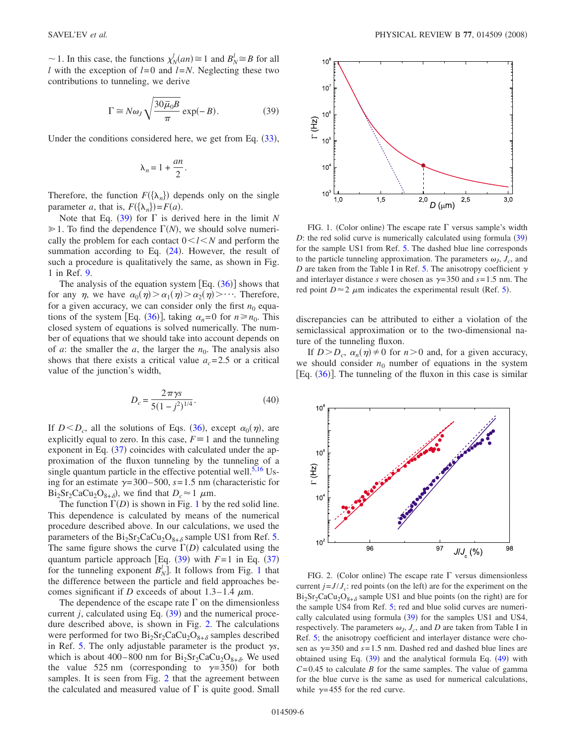$\sim 1$. In this case, the functions $\chi_N^l(an) \cong 1$ and $B_N^l \cong B$ for all $l$ with the exception of $l=0$ and $l=N$. Neglecting these two contributions to tunneling, we derive

$$\Gamma \cong N\omega_J \sqrt{\frac{30\bar{\mu}_0 B}{\pi}} \exp(-B). \tag{39}$$

Under the conditions considered here, we get from Eq. (33),

$$\lambda_n = 1 + \frac{an}{2}.$$

Therefore, the function $F(\{\lambda_n\})$ depends only on the single parameter $a$, that is, $F(\{\lambda_n\}) = F(a)$.

Note that Eq. (39) for $\Gamma$ is derived here in the limit $N \gg 1$. To find the dependence $\Gamma(N)$, we should solve numerically the problem for each contact $0 < l < N$ and perform the summation according to Eq. (24). However, the result of such a procedure is qualitatively the same, as shown in Fig. 1 in Ref. 9.

The analysis of the equation system [Eq. (36)] shows that for any $\eta$, we have $\alpha_0(\eta) > \alpha_1(\eta) > \alpha_2(\eta) > \cdots$. Therefore, for a given accuracy, we can consider only the first $n_0$ equations of the system [Eq. (36)], taking $\alpha_n = 0$ for $n \geq n_0$. This closed system of equations is solved numerically. The number of equations that we should take into account depends on of $a$: the smaller the $a$, the larger the $n_0$. The analysis also shows that there exists a critical value $a_c = 2.5$ or a critical value of the junction's width,

$$D_c = \frac{2\pi\gamma s}{5(1-j^2)^{1/4}}. \tag{40}$$

If $D < D_c$, all the solutions of Eqs. (36), except $\alpha_0(\eta)$, are explicitly equal to zero. In this case, $F \equiv 1$ and the tunneling exponent in Eq. (37) coincides with calculated under the approximation of the fluxon tunneling by the tunneling of a single quantum particle in the effective potential well.[5,16] Using for an estimate $\gamma = 300-500$, $s = 1.5$ nm (characteristic for $Bi_2Sr_2CaCu_2O_{8+\delta}$), we find that $D_c \approx 1$ $\mu$m.

The function $\Gamma(D)$ is shown in Fig. 1 by the red solid line. This dependence is calculated by means of the numerical procedure described above. In our calculations, we used the parameters of the $Bi_2Sr_2CaCu_2O_{8+\delta}$ sample US1 from Ref. 5. The same figure shows the curve $\Gamma(D)$ calculated using the quantum particle approach [Eq. (39) with $F=1$ in Eq. (37) for the tunneling exponent $B_N^l$]. It follows from Fig. 1 that the difference between the particle and field approaches becomes significant if $D$ exceeds of about 1.3–1.4 $\mu$m.

The dependence of the escape rate $\Gamma$ on the dimensionless current $j$, calculated using Eq. (39) and the numerical procedure described above, is shown in Fig. 2. The calculations were performed for two $Bi_2Sr_2CaCu_2O_{8+\delta}$ samples described in Ref. 5. The only adjustable parameter is the product $\gamma s$, which is about 400–800 nm for $Bi_2Sr_2CaCu_2O_{8+\delta}$. We used the value 525 nm (corresponding to $\gamma = 350$) for both samples. It is seen from Fig. 2 that the agreement between the calculated and measured value of $\Gamma$ is quite good. Small discrepancies can be attributed to either a violation of the semiclassical approximation or to the two-dimensional nature of the tunneling fluxon.

FIG. 1. (Color online) The escape rate $\Gamma$ versus sample's width $D$: the red solid curve is numerically calculated using formula (39) for the sample US1 from Ref. 5. The dashed blue line corresponds to the particle tunneling approximation. The parameters $\omega_J$, $J_c$, and $D$ are taken from the Table I in Ref. 5. The anisotropy coefficient $\gamma$ and interlayer distance $s$ were chosen as $\gamma = 350$ and $s = 1.5$ nm. The red point $D \approx 2$ $\mu$m indicates the experimental result (Ref. 5).

If $D > D_c$, $\alpha_n(\eta) \neq 0$ for $n > 0$ and, for a given accuracy, we should consider $n_0$ number of equations in the system [Eq. (36)]. The tunneling of the fluxon in this case is similar

FIG. 2. (Color online) The escape rate $\Gamma$ versus dimensionless current $j = J/J_c$: red points (on the left) are for the experiment on the $Bi_2Sr_2CaCu_2O_{8+\delta}$ sample US1 and blue points (on the right) are for the sample US4 from Ref. 5; red and blue solid curves are numerically calculated using formula (39) for the samples US1 and US4, respectively. The parameters $\omega_J$, $J_c$, and $D$ are taken from Table I in Ref. 5; the anisotropy coefficient and interlayer distance were chosen as $\gamma = 350$ and $s = 1.5$ nm. Dashed red and dashed blue lines are obtained using Eq. (39) and the analytical formula Eq. (49) with $C = 0.45$ to calculate $B$ for the same samples. The value of gamma for the blue curve is the same as used for numerical calculations, while $\gamma = 455$ for the red curve.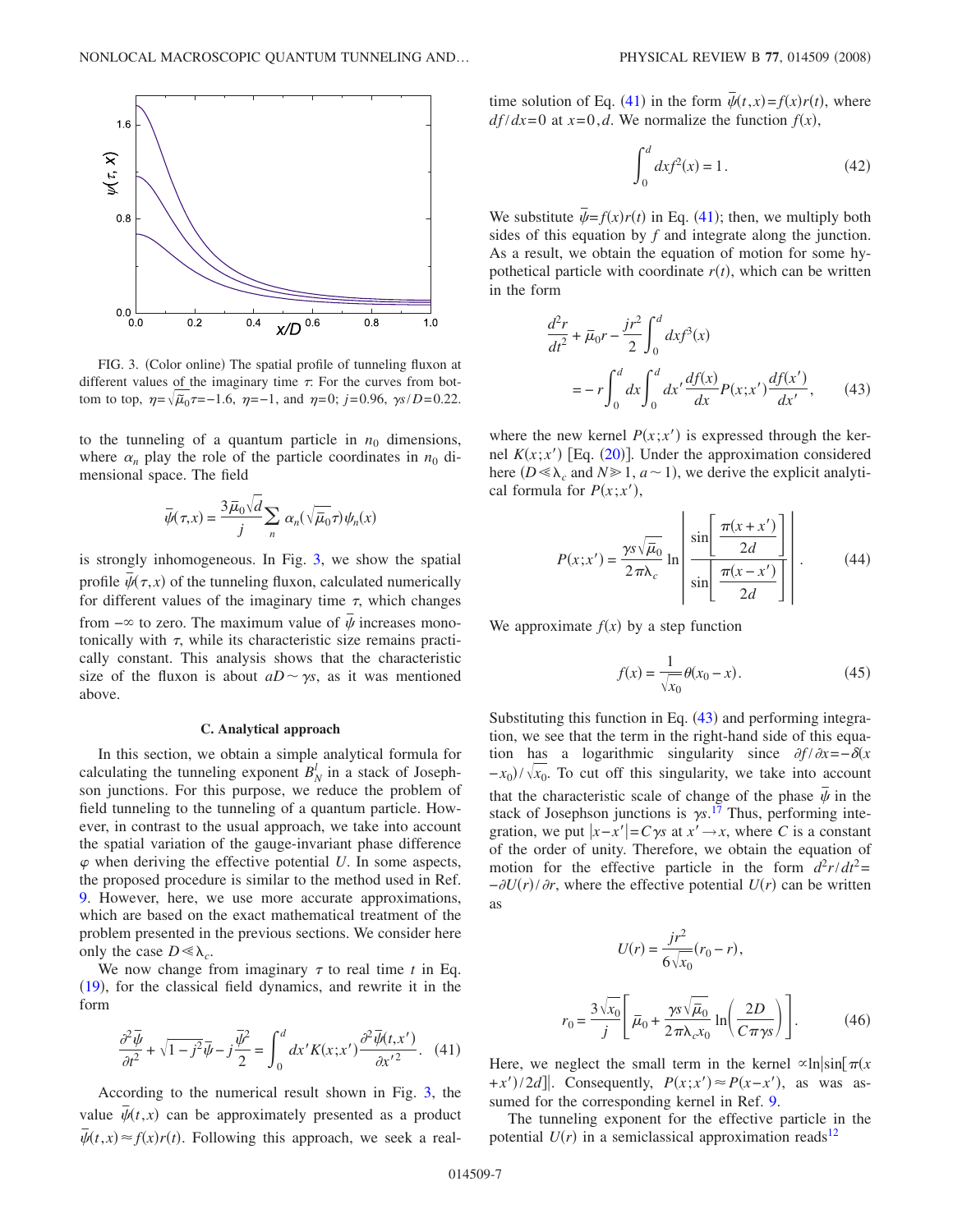FIG. 3. (Color online) The spatial profile of tunneling fluxon at different values of the imaginary time $\tau$. For the curves from bottom to top, $\eta=\sqrt{\bar{\mu}_0}\tau=-1.6$, $\eta=-1$, and $\eta=0$; $j=0.96$, $\gamma s/D=0.22$.

to the tunneling of a quantum particle in $n_0$ dimensions, where $\alpha_n$ play the role of the particle coordinates in $n_0$ dimensional space. The field

$$\bar{\psi}(\tau,x)=\frac{3\bar{\mu}_0\sqrt{d}}{j}\sum_n \alpha_n(\sqrt{\bar{\mu}_0}\tau)\psi_n(x)$$

is strongly inhomogeneous. In Fig. 3, we show the spatial profile $\bar{\psi}(\tau,x)$ of the tunneling fluxon, calculated numerically for different values of the imaginary time $\tau$, which changes from $-\infty$ to zero. The maximum value of $\bar{\psi}$ increases monotonically with $\tau$, while its characteristic size remains practically constant. This analysis shows that the characteristic size of the fluxon is about $aD\sim\gamma s$, as it was mentioned above.

### C. Analytical approach

In this section, we obtain a simple analytical formula for calculating the tunneling exponent $B_N^l$ in a stack of Josephson junctions. For this purpose, we reduce the problem of field tunneling to the tunneling of a quantum particle. However, in contrast to the usual approach, we take into account the spatial variation of the gauge-invariant phase difference $\varphi$ when deriving the effective potential $U$. In some aspects, the proposed procedure is similar to the method used in Ref. 9. However, here, we use more accurate approximations, which are based on the exact mathematical treatment of the problem presented in the previous sections. We consider here only the case $D\ll\lambda_c$.

We now change from imaginary $\tau$ to real time $t$ in Eq. (19), for the classical field dynamics, and rewrite it in the form

$$\frac{\partial^2\bar{\psi}}{\partial t^2}+\sqrt{1-j^2}\bar{\psi}-j\frac{\bar{\psi}^2}{2}=\int_0^d dx' K(x;x')\frac{\partial^2\bar{\psi}(t,x')}{\partial x'^2}. \quad (41)$$

According to the numerical result shown in Fig. 3, the value $\bar{\psi}(t,x)$ can be approximately presented as a product $\bar{\psi}(t,x)\approx f(x)r(t)$. Following this approach, we seek a real-time solution of Eq. (41) in the form $\bar{\psi}(t,x)=f(x)r(t)$, where $df/dx=0$ at $x=0,d$. We normalize the function $f(x)$,

$$\int_0^d dx f^2(x)=1. \quad (42)$$

We substitute $\bar{\psi}=f(x)r(t)$ in Eq. (41); then, we multiply both sides of this equation by $f$ and integrate along the junction. As a result, we obtain the equation of motion for some hypothetical particle with coordinate $r(t)$, which can be written in the form

$$\frac{d^2r}{dt^2}+\bar{\mu}_0 r-\frac{jr^2}{2}\int_0^d dx f^3(x) = -r\int_0^d dx\int_0^d dx'\frac{df(x)}{dx}P(x;x')\frac{df(x')}{dx'}, \quad (43)$$

where the new kernel $P(x;x')$ is expressed through the kernel $K(x;x')$ [Eq. (20)]. Under the approximation considered here ($D\ll\lambda_c$ and $N\gg1$, $a\sim1$), we derive the explicit analytical formula for $P(x;x')$,

$$P(x;x')=\frac{\gamma s\sqrt{\bar{\mu}_0}}{2\pi\lambda_c}\ln\left|\frac{\sin\left[\dfrac{\pi(x+x')}{2d}\right]}{\sin\left[\dfrac{\pi(x-x')}{2d}\right]}\right|. \quad (44)$$

We approximate $f(x)$ by a step function

$$f(x)=\frac{1}{\sqrt{x_0}}\theta(x_0-x). \quad (45)$$

Substituting this function in Eq. (43) and performing integration, we see that the term in the right-hand side of this equation has a logarithmic singularity since $\partial f/\partial x=-\delta(x-x_0)/\sqrt{x_0}$. To cut off this singularity, we take into account that the characteristic scale of change of the phase $\bar{\psi}$ in the stack of Josephson junctions is $\gamma s$.[17] Thus, performing integration, we put $|x-x'|=C\gamma s$ at $x'\to x$, where $C$ is a constant of the order of unity. Therefore, we obtain the equation of motion for the effective particle in the form $d^2r/dt^2=-\partial U(r)/\partial r$, where the effective potential $U(r)$ can be written as

$$U(r)=\frac{jr^2}{6\sqrt{x_0}}(r_0-r),$$

$$r_0=\frac{3\sqrt{x_0}}{j}\left[\bar{\mu}_0+\frac{\gamma s\sqrt{\bar{\mu}_0}}{2\pi\lambda_c x_0}\ln\left(\frac{2D}{C\pi\gamma s}\right)\right]. \quad (46)$$

Here, we neglect the small term in the kernel $\propto\ln|\sin[\pi(x+x')/2d]|$. Consequently, $P(x;x')\approx P(x-x')$, as was assumed for the corresponding kernel in Ref. 9.

The tunneling exponent for the effective particle in the potential $U(r)$ in a semiclassical approximation reads[12]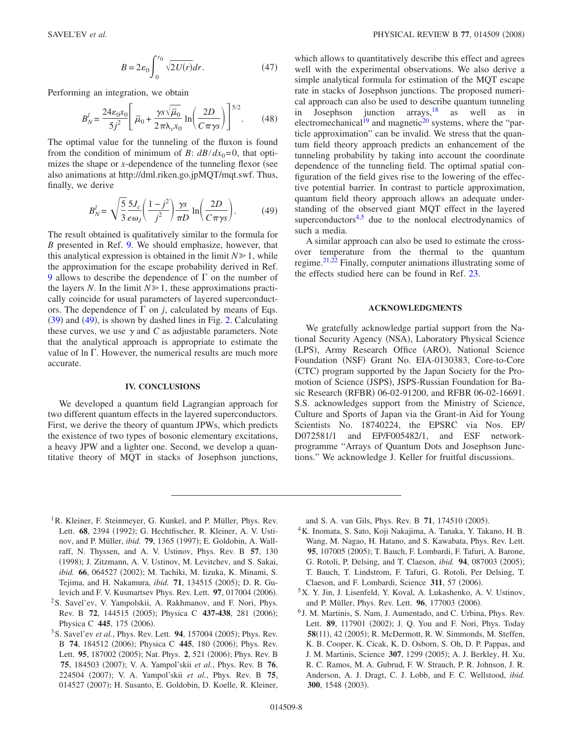$$B = 2\varepsilon_0 \int_0^{r_0} \sqrt{2U(r)} dr. \tag{47}$$

Performing an integration, we obtain

$$B_N^l = \frac{24\varepsilon_0 x_0}{5j^2}\left[\bar{\mu}_0 + \frac{\gamma s\sqrt{\bar{\mu}_0}}{2\pi\lambda_c x_0}\ln\left(\frac{2D}{C\pi\gamma s}\right)\right]^{5/2}. \tag{48}$$

The optimal value for the tunneling of the fluxon is found from the condition of minimum of $B$: $dB/dx_0=0$, that optimizes the shape or $x$-dependence of the tunneling flexor (see also animations at http://dml.riken.go.jpMQT/mqt.swf. Thus, finally, we derive

$$B_N^l = \sqrt{\frac{5}{3}}\frac{5J_c}{e\omega_J}\left(\frac{1-j^2}{j^2}\right)\frac{\gamma s}{\pi D}\ln\left(\frac{2D}{C\pi\gamma s}\right). \tag{49}$$

The result obtained is qualitatively similar to the formula for $B$ presented in Ref. 9. We should emphasize, however, that this analytical expression is obtained in the limit $N \gg 1$, while the approximation for the escape probability derived in Ref. 9 allows to describe the dependence of $\Gamma$ on the number of the layers $N$. In the limit $N \gg 1$, these approximations practically coincide for usual parameters of layered superconductors. The dependence of $\Gamma$ on $j$, calculated by means of Eqs. (39) and (49), is shown by dashed lines in Fig. 2. Calculating these curves, we use $\gamma$ and $C$ as adjustable parameters. Note that the analytical approach is appropriate to estimate the value of $\ln\Gamma$. However, the numerical results are much more accurate.

## IV. CONCLUSIONS

We developed a quantum field Lagrangian approach for two different quantum effects in the layered superconductors. First, we derive the theory of quantum JPWs, which predicts the existence of two types of bosonic elementary excitations, a heavy JPW and a lighter one. Second, we develop a quantitative theory of MQT in stacks of Josephson junctions, which allows to quantitatively describe this effect and agrees well with the experimental observations. We also derive a simple analytical formula for estimation of the MQT escape rate in stacks of Josephson junctions. The proposed numerical approach can also be used to describe quantum tunneling in Josephson junction arrays,[18] as well as in electromechanical[19] and magnetic[20] systems, where the "particle approximation" can be invalid. We stress that the quantum field theory approach predicts an enhancement of the tunneling probability by taking into account the coordinate dependence of the tunneling field. The optimal spatial configuration of the field gives rise to the lowering of the effective potential barrier. In contrast to particle approximation, quantum field theory approach allows an adequate understanding of the observed giant MQT effect in the layered superconductors[4,5] due to the nonlocal electrodynamics of such a media.

A similar approach can also be used to estimate the crossover temperature from the thermal to the quantum regime.[21,22] Finally, computer animations illustrating some of the effects studied here can be found in Ref. 23.

## ACKNOWLEDGMENTS

We gratefully acknowledge partial support from the National Security Agency (NSA), Laboratory Physical Science (LPS), Army Research Office (ARO), National Science Foundation (NSF) Grant No. EIA-0130383, Core-to-Core (CTC) program supported by the Japan Society for the Promotion of Science (JSPS), JSPS-Russian Foundation for Basic Research (RFBR) 06-02-91200, and RFBR 06-02-16691. S.S. acknowledges support from the Ministry of Science, Culture and Sports of Japan via the Grant-in Aid for Young Scientists No. 18740224, the EPSRC via Nos. EP/D072581/1 and EP/F005482/1, and ESF network-programme "Arrays of Quantum Dots and Josephson Junctions." We acknowledge J. Keller for fruitful discussions.

---

[1] R. Kleiner, F. Steinmeyer, G. Kunkel, and P. Müller, Phys. Rev. Lett. **68**, 2394 (1992); G. Hechtfischer, R. Kleiner, A. V. Ustinov, and P. Müller, *ibid.* **79**, 1365 (1997); E. Goldobin, A. Wallraff, N. Thyssen, and A. V. Ustinov, Phys. Rev. B **57**, 130 (1998); J. Zitzmann, A. V. Ustinov, M. Levitchev, and S. Sakai, *ibid.* **66**, 064527 (2002); M. Tachiki, M. Iizuka, K. Minami, S. Tejima, and H. Nakamura, *ibid.* **71**, 134515 (2005); D. R. Gulevich and F. V. Kusmartsev Phys. Rev. Lett. **97**, 017004 (2006).

[2] S. Savel'ev, V. Yampolskii, A. Rakhmanov, and F. Nori, Phys. Rev. B **72**, 144515 (2005); Physica C **437-438**, 281 (2006); Physica C **445**, 175 (2006).

[3] S. Savel'ev *et al.*, Phys. Rev. Lett. **94**, 157004 (2005); Phys. Rev. B **74**, 184512 (2006); Physica C **445**, 180 (2006); Phys. Rev. Lett. **95**, 187002 (2005); Nat. Phys. **2**, 521 (2006); Phys. Rev. B **75**, 184503 (2007); V. A. Yampol'skii *et al.*, Phys. Rev. B **76**, 224504 (2007); V. A. Yampol'skii *et al.*, Phys. Rev. B **75**, 014527 (2007); H. Susanto, E. Goldobin, D. Koelle, R. Kleiner, and S. A. van Gils, Phys. Rev. B **71**, 174510 (2005).

[4] K. Inomata, S. Sato, Koji Nakajima, A. Tanaka, Y. Takano, H. B. Wang, M. Nagao, H. Hatano, and S. Kawabata, Phys. Rev. Lett. **95**, 107005 (2005); T. Bauch, F. Lombardi, F. Tafuri, A. Barone, G. Rotoli, P. Delsing, and T. Claeson, *ibid.* **94**, 087003 (2005); T. Bauch, T. Lindstrom, F. Tafuri, G. Rotoli, Per Delsing, T. Claeson, and F. Lombardi, Science **311**, 57 (2006).

[5] X. Y. Jin, J. Lisenfeld, Y. Koval, A. Lukashenko, A. V. Ustinov, and P. Müller, Phys. Rev. Lett. **96**, 177003 (2006).

[6] J. M. Martinis, S. Nam, J. Aumentado, and C. Urbina, Phys. Rev. Lett. **89**, 117901 (2002); J. Q. You and F. Nori, Phys. Today **58**(11), 42 (2005); R. McDermott, R. W. Simmonds, M. Steffen, K. B. Cooper, K. Cicak, K. D. Osborn, S. Oh, D. P. Pappas, and J. M. Martinis, Science **307**, 1299 (2005); A. J. Berkley, H. Xu, R. C. Ramos, M. A. Gubrud, F. W. Strauch, P. R. Johnson, J. R. Anderson, A. J. Dragt, C. J. Lobb, and F. C. Wellstood, *ibid.* **300**, 1548 (2003).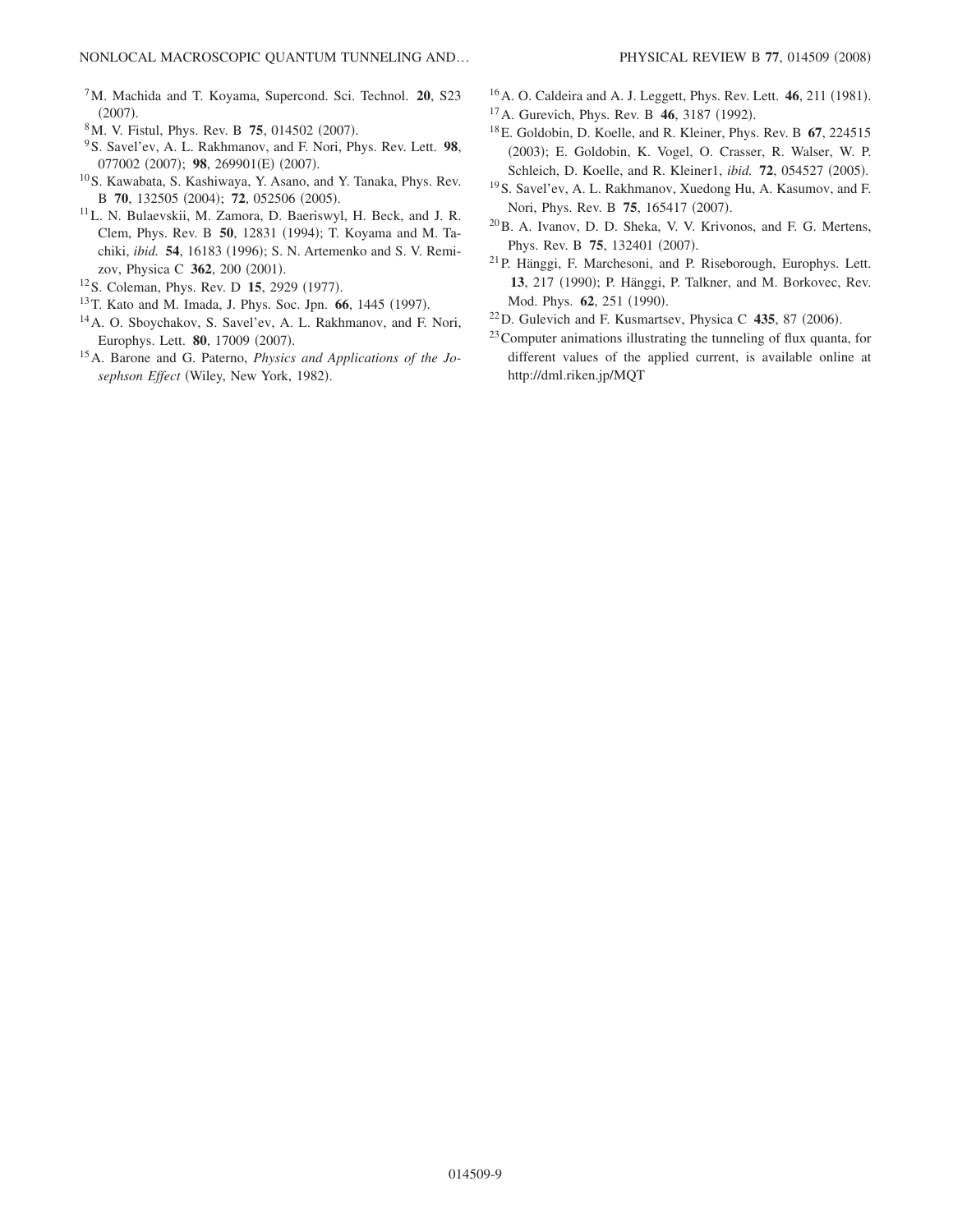[7] M. Machida and T. Koyama, Supercond. Sci. Technol. **20**, S23 (2007).

[8] M. V. Fistul, Phys. Rev. B **75**, 014502 (2007).

[9] S. Savel'ev, A. L. Rakhmanov, and F. Nori, Phys. Rev. Lett. **98**, 077002 (2007); **98**, 269901(E) (2007).

[10] S. Kawabata, S. Kashiwaya, Y. Asano, and Y. Tanaka, Phys. Rev. B **70**, 132505 (2004); **72**, 052506 (2005).

[11] L. N. Bulaevskii, M. Zamora, D. Baeriswyl, H. Beck, and J. R. Clem, Phys. Rev. B **50**, 12831 (1994); T. Koyama and M. Tachiki, *ibid.* **54**, 16183 (1996); S. N. Artemenko and S. V. Remizov, Physica C **362**, 200 (2001).

[12] S. Coleman, Phys. Rev. D **15**, 2929 (1977).

[13] T. Kato and M. Imada, J. Phys. Soc. Jpn. **66**, 1445 (1997).

[14] A. O. Sboychakov, S. Savel'ev, A. L. Rakhmanov, and F. Nori, Europhys. Lett. **80**, 17009 (2007).

[15] A. Barone and G. Paterno, *Physics and Applications of the Josephson Effect* (Wiley, New York, 1982).

[16] A. O. Caldeira and A. J. Leggett, Phys. Rev. Lett. **46**, 211 (1981).

[17] A. Gurevich, Phys. Rev. B **46**, 3187 (1992).

[18] E. Goldobin, D. Koelle, and R. Kleiner, Phys. Rev. B **67**, 224515 (2003); E. Goldobin, K. Vogel, O. Crasser, R. Walser, W. P. Schleich, D. Koelle, and R. Kleiner1, *ibid.* **72**, 054527 (2005).

[19] S. Savel'ev, A. L. Rakhmanov, Xuedong Hu, A. Kasumov, and F. Nori, Phys. Rev. B **75**, 165417 (2007).

[20] B. A. Ivanov, D. D. Sheka, V. V. Krivonos, and F. G. Mertens, Phys. Rev. B **75**, 132401 (2007).

[21] P. Hänggi, F. Marchesoni, and P. Riseborough, Europhys. Lett. **13**, 217 (1990); P. Hänggi, P. Talkner, and M. Borkovec, Rev. Mod. Phys. **62**, 251 (1990).

[22] D. Gulevich and F. Kusmartsev, Physica C **435**, 87 (2006).

[23] Computer animations illustrating the tunneling of flux quanta, for different values of the applied current, is available online at http://dml.riken.jp/MQT